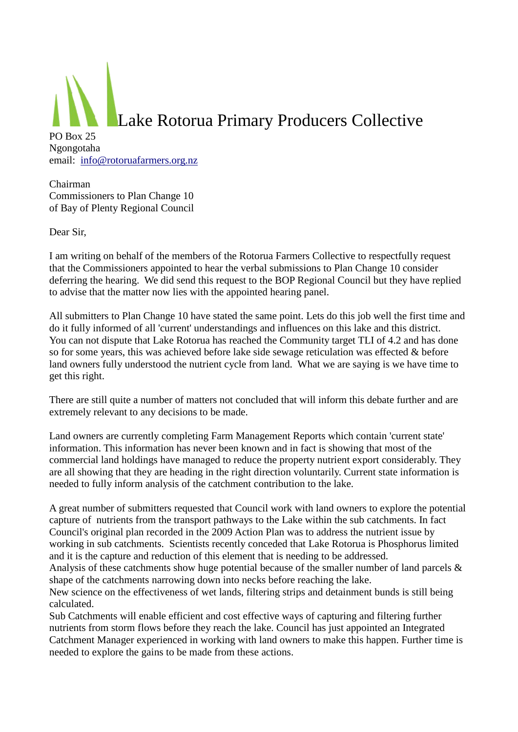# Lake Rotorua Primary Producers Collective

PO Box 25
Ngongotaha
email: info@rotoruafarmers.org.nz

Chairman
Commissioners to Plan Change 10
of Bay of Plenty Regional Council

Dear Sir,

I am writing on behalf of the members of the Rotorua Farmers Collective to respectfully request that the Commissioners appointed to hear the verbal submissions to Plan Change 10 consider deferring the hearing. We did send this request to the BOP Regional Council but they have replied to advise that the matter now lies with the appointed hearing panel.

All submitters to Plan Change 10 have stated the same point. Lets do this job well the first time and do it fully informed of all 'current' understandings and influences on this lake and this district. You can not dispute that Lake Rotorua has reached the Community target TLI of 4.2 and has done so for some years, this was achieved before lake side sewage reticulation was effected & before land owners fully understood the nutrient cycle from land. What we are saying is we have time to get this right.

There are still quite a number of matters not concluded that will inform this debate further and are extremely relevant to any decisions to be made.

Land owners are currently completing Farm Management Reports which contain 'current state' information. This information has never been known and in fact is showing that most of the commercial land holdings have managed to reduce the property nutrient export considerably. They are all showing that they are heading in the right direction voluntarily. Current state information is needed to fully inform analysis of the catchment contribution to the lake.

A great number of submitters requested that Council work with land owners to explore the potential capture of nutrients from the transport pathways to the Lake within the sub catchments. In fact Council's original plan recorded in the 2009 Action Plan was to address the nutrient issue by working in sub catchments. Scientists recently conceded that Lake Rotorua is Phosphorus limited and it is the capture and reduction of this element that is needing to be addressed.
Analysis of these catchments show huge potential because of the smaller number of land parcels & shape of the catchments narrowing down into necks before reaching the lake.
New science on the effectiveness of wet lands, filtering strips and detainment bunds is still being calculated.
Sub Catchments will enable efficient and cost effective ways of capturing and filtering further nutrients from storm flows before they reach the lake. Council has just appointed an Integrated Catchment Manager experienced in working with land owners to make this happen. Further time is needed to explore the gains to be made from these actions.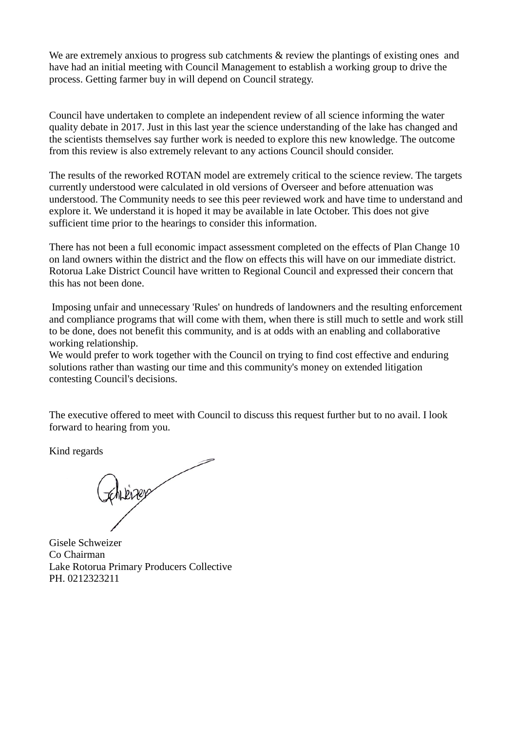We are extremely anxious to progress sub catchments & review the plantings of existing ones and have had an initial meeting with Council Management to establish a working group to drive the process. Getting farmer buy in will depend on Council strategy.

Council have undertaken to complete an independent review of all science informing the water quality debate in 2017. Just in this last year the science understanding of the lake has changed and the scientists themselves say further work is needed to explore this new knowledge. The outcome from this review is also extremely relevant to any actions Council should consider.

The results of the reworked ROTAN model are extremely critical to the science review. The targets currently understood were calculated in old versions of Overseer and before attenuation was understood. The Community needs to see this peer reviewed work and have time to understand and explore it. We understand it is hoped it may be available in late October. This does not give sufficient time prior to the hearings to consider this information.

There has not been a full economic impact assessment completed on the effects of Plan Change 10 on land owners within the district and the flow on effects this will have on our immediate district. Rotorua Lake District Council have written to Regional Council and expressed their concern that this has not been done.

Imposing unfair and unnecessary 'Rules' on hundreds of landowners and the resulting enforcement and compliance programs that will come with them, when there is still much to settle and work still to be done, does not benefit this community, and is at odds with an enabling and collaborative working relationship.
We would prefer to work together with the Council on trying to find cost effective and enduring solutions rather than wasting our time and this community's money on extended litigation contesting Council's decisions.

The executive offered to meet with Council to discuss this request further but to no avail. I look forward to hearing from you.

Kind regards

Gisele Schweizer
Co Chairman
Lake Rotorua Primary Producers Collective
PH. 0212323211